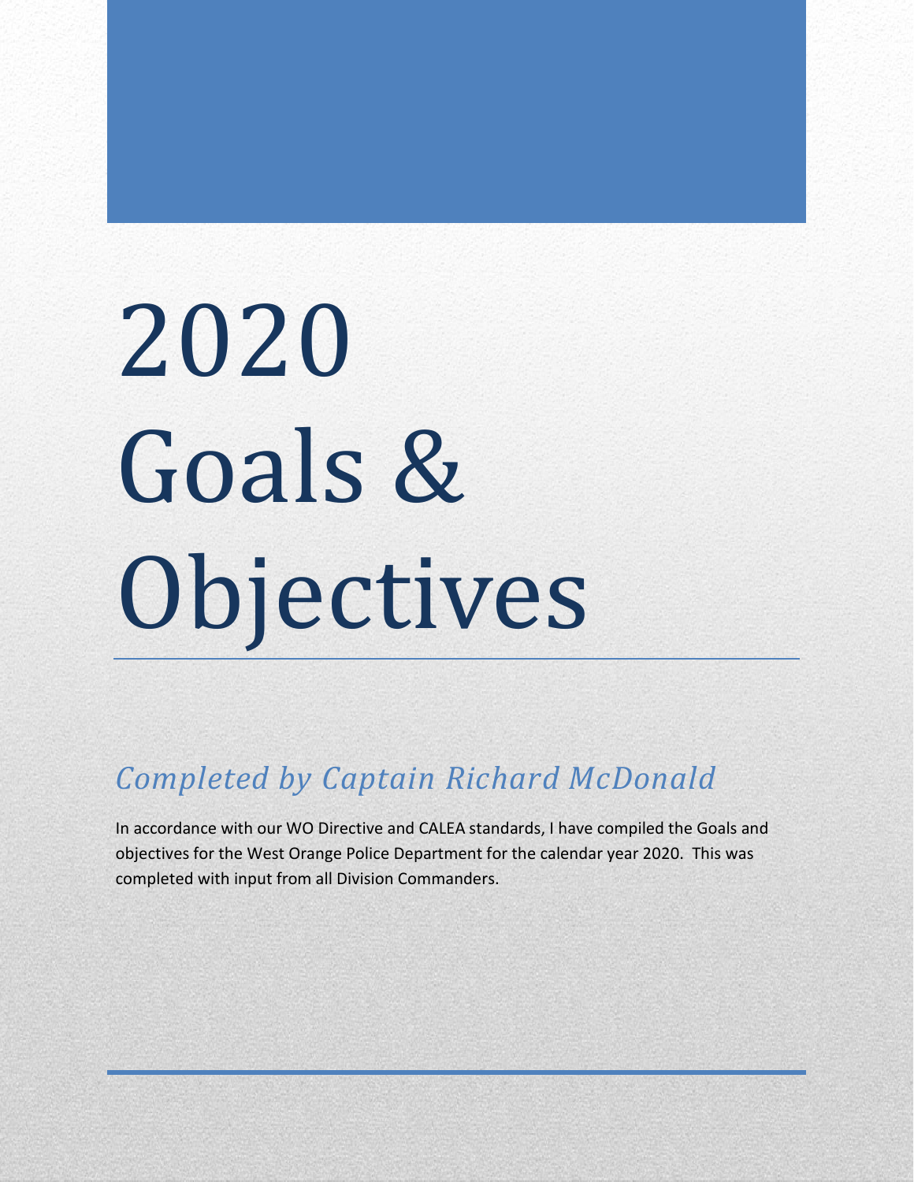# 2020 Goals & Objectives

*Completed by Captain Richard McDonald*

In accordance with our WO Directive and CALEA standards, I have compiled the Goals and objectives for the West Orange Police Department for the calendar year 2020. This was completed with input from all Division Commanders.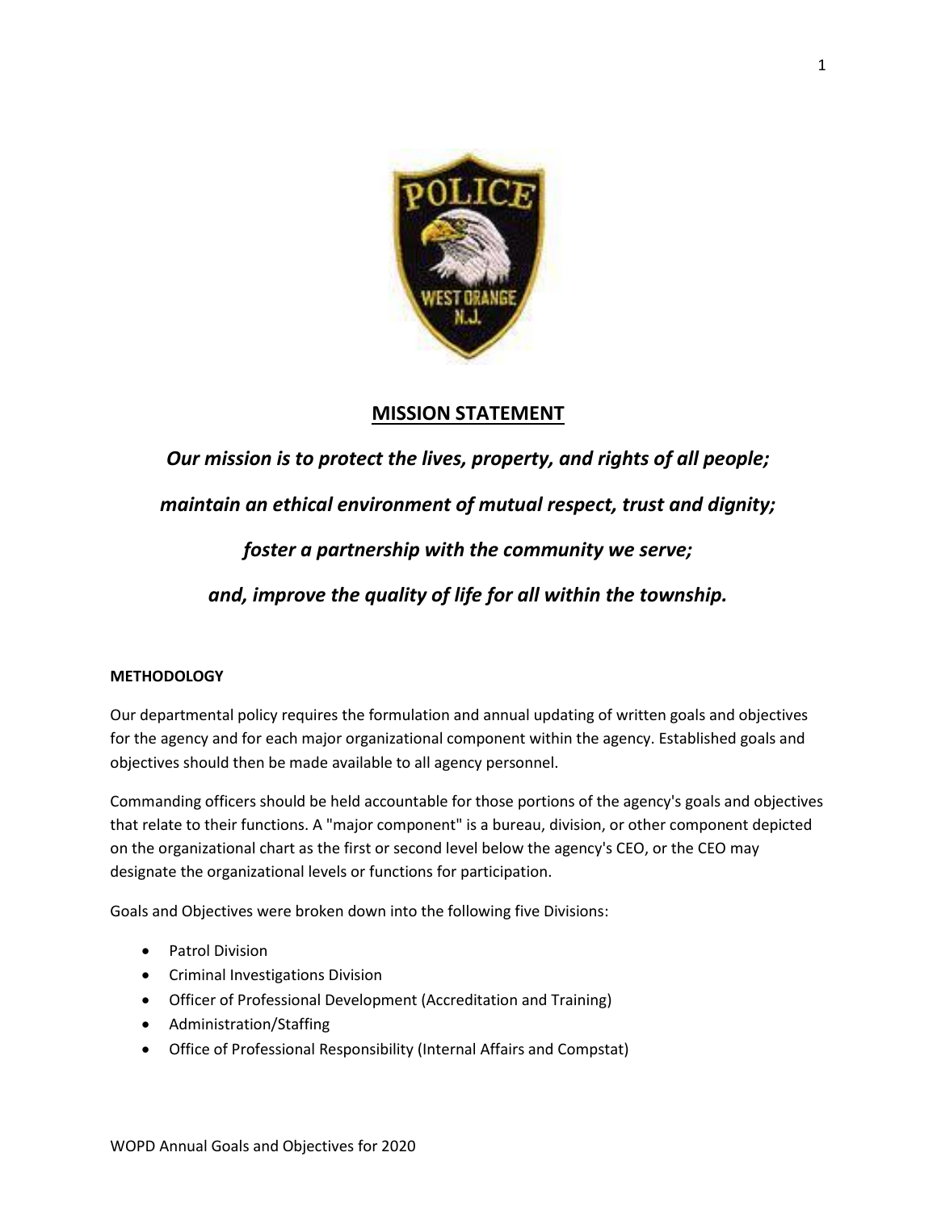## MISSION STATEMENT

***Our mission is to protect the lives, property, and rights of all people;***

***maintain an ethical environment of mutual respect, trust and dignity;***

***foster a partnership with the community we serve;***

***and, improve the quality of life for all within the township.***

**METHODOLOGY**

Our departmental policy requires the formulation and annual updating of written goals and objectives for the agency and for each major organizational component within the agency. Established goals and objectives should then be made available to all agency personnel.

Commanding officers should be held accountable for those portions of the agency's goals and objectives that relate to their functions. A "major component" is a bureau, division, or other component depicted on the organizational chart as the first or second level below the agency's CEO, or the CEO may designate the organizational levels or functions for participation.

Goals and Objectives were broken down into the following five Divisions:

- Patrol Division
- Criminal Investigations Division
- Officer of Professional Development (Accreditation and Training)
- Administration/Staffing
- Office of Professional Responsibility (Internal Affairs and Compstat)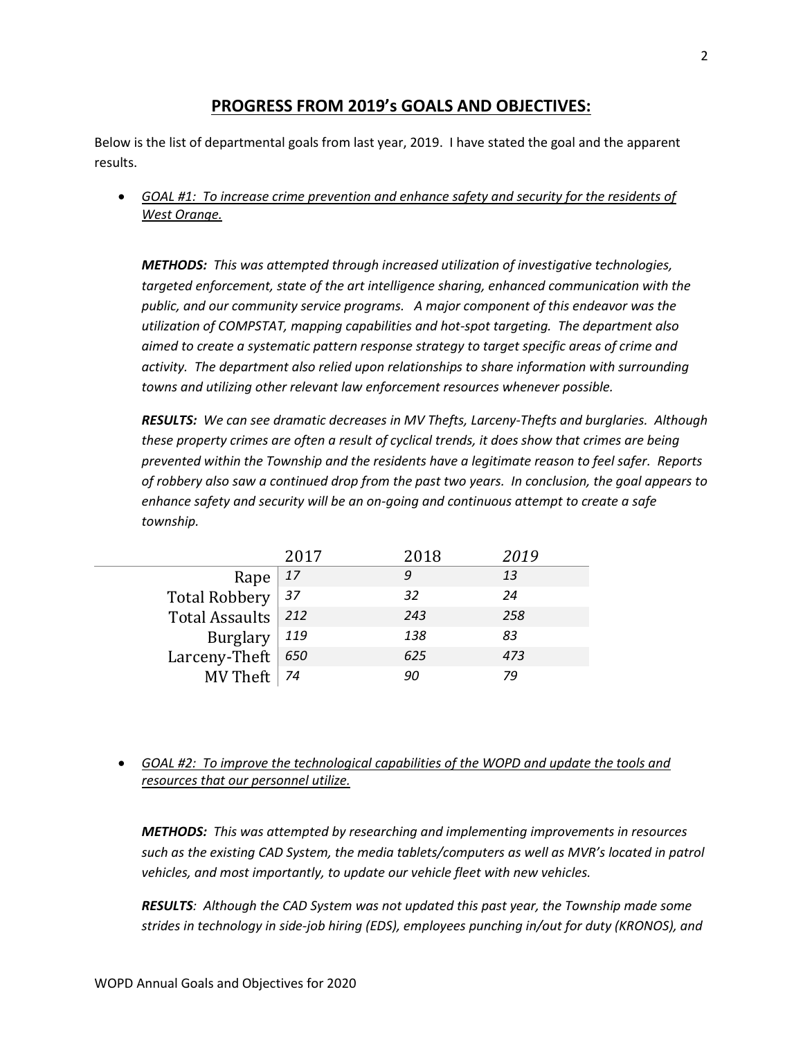## PROGRESS FROM 2019's GOALS AND OBJECTIVES:

Below is the list of departmental goals from last year, 2019. I have stated the goal and the apparent results.

- *GOAL #1: To increase crime prevention and enhance safety and security for the residents of West Orange.*

  ***METHODS:*** *This was attempted through increased utilization of investigative technologies, targeted enforcement, state of the art intelligence sharing, enhanced communication with the public, and our community service programs. A major component of this endeavor was the utilization of COMPSTAT, mapping capabilities and hot-spot targeting. The department also aimed to create a systematic pattern response strategy to target specific areas of crime and activity. The department also relied upon relationships to share information with surrounding towns and utilizing other relevant law enforcement resources whenever possible.*

  ***RESULTS:*** *We can see dramatic decreases in MV Thefts, Larceny-Thefts and burglaries. Although these property crimes are often a result of cyclical trends, it does show that crimes are being prevented within the Township and the residents have a legitimate reason to feel safer. Reports of robbery also saw a continued drop from the past two years. In conclusion, the goal appears to enhance safety and security will be an on-going and continuous attempt to create a safe township.*

| | 2017 | 2018 | *2019* |
|---|---|---|---|
| Rape | *17* | *9* | *13* |
| Total Robbery | *37* | *32* | *24* |
| Total Assaults | *212* | *243* | *258* |
| Burglary | *119* | *138* | *83* |
| Larceny-Theft | *650* | *625* | *473* |
| MV Theft | *74* | *90* | *79* |

- *GOAL #2: To improve the technological capabilities of the WOPD and update the tools and resources that our personnel utilize.*

  ***METHODS:*** *This was attempted by researching and implementing improvements in resources such as the existing CAD System, the media tablets/computers as well as MVR's located in patrol vehicles, and most importantly, to update our vehicle fleet with new vehicles.*

  ***RESULTS****: Although the CAD System was not updated this past year, the Township made some strides in technology in side-job hiring (EDS), employees punching in/out for duty (KRONOS), and*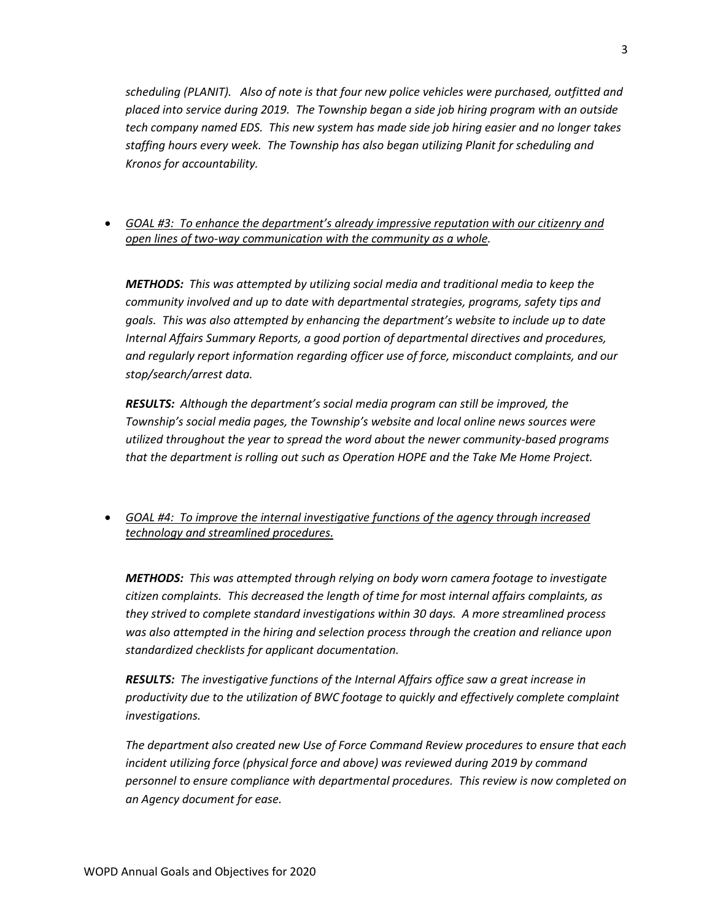*scheduling (PLANIT). Also of note is that four new police vehicles were purchased, outfitted and placed into service during 2019. The Township began a side job hiring program with an outside tech company named EDS. This new system has made side job hiring easier and no longer takes staffing hours every week. The Township has also began utilizing Planit for scheduling and Kronos for accountability.*

- *<u>GOAL #3: To enhance the department's already impressive reputation with our citizenry and open lines of two-way communication with the community as a whole</u>.*

  ***METHODS:*** *This was attempted by utilizing social media and traditional media to keep the community involved and up to date with departmental strategies, programs, safety tips and goals. This was also attempted by enhancing the department's website to include up to date Internal Affairs Summary Reports, a good portion of departmental directives and procedures, and regularly report information regarding officer use of force, misconduct complaints, and our stop/search/arrest data.*

  ***RESULTS:*** *Although the department's social media program can still be improved, the Township's social media pages, the Township's website and local online news sources were utilized throughout the year to spread the word about the newer community-based programs that the department is rolling out such as Operation HOPE and the Take Me Home Project.*

- *<u>GOAL #4: To improve the internal investigative functions of the agency through increased technology and streamlined procedures.</u>*

  ***METHODS:*** *This was attempted through relying on body worn camera footage to investigate citizen complaints. This decreased the length of time for most internal affairs complaints, as they strived to complete standard investigations within 30 days. A more streamlined process was also attempted in the hiring and selection process through the creation and reliance upon standardized checklists for applicant documentation.*

  ***RESULTS:*** *The investigative functions of the Internal Affairs office saw a great increase in productivity due to the utilization of BWC footage to quickly and effectively complete complaint investigations.*

  *The department also created new Use of Force Command Review procedures to ensure that each incident utilizing force (physical force and above) was reviewed during 2019 by command personnel to ensure compliance with departmental procedures. This review is now completed on an Agency document for ease.*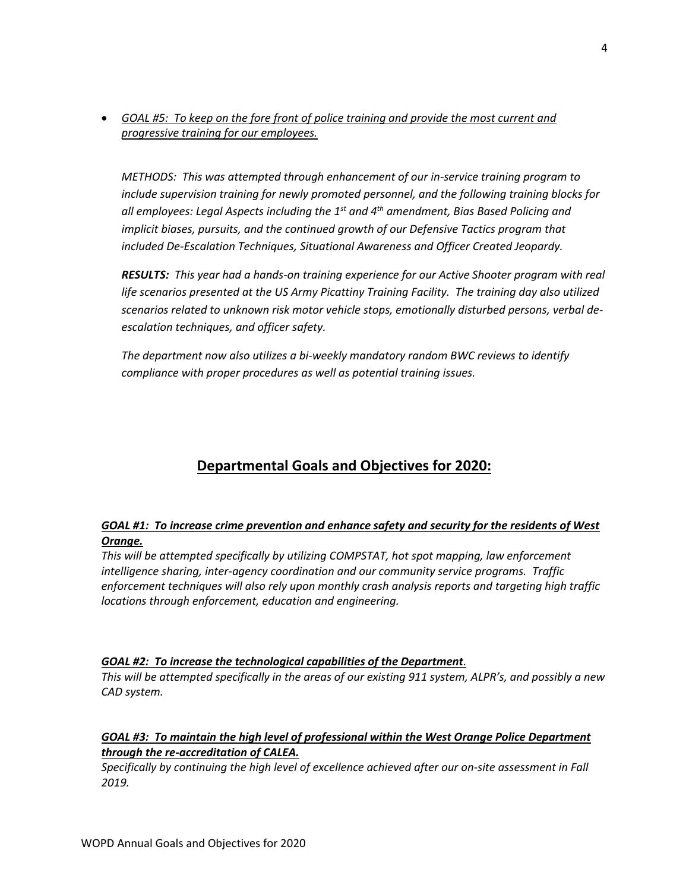- ***GOAL #5: To keep on the fore front of police training and provide the most current and progressive training for our employees.***

*METHODS: This was attempted through enhancement of our in-service training program to include supervision training for newly promoted personnel, and the following training blocks for all employees: Legal Aspects including the 1st and 4th amendment, Bias Based Policing and implicit biases, pursuits, and the continued growth of our Defensive Tactics program that included De-Escalation Techniques, Situational Awareness and Officer Created Jeopardy.*

***RESULTS:*** *This year had a hands-on training experience for our Active Shooter program with real life scenarios presented at the US Army Picattiny Training Facility. The training day also utilized scenarios related to unknown risk motor vehicle stops, emotionally disturbed persons, verbal de-escalation techniques, and officer safety.*

*The department now also utilizes a bi-weekly mandatory random BWC reviews to identify compliance with proper procedures as well as potential training issues.*

## Departmental Goals and Objectives for 2020:

***GOAL #1: To increase crime prevention and enhance safety and security for the residents of West Orange.***

*This will be attempted specifically by utilizing COMPSTAT, hot spot mapping, law enforcement intelligence sharing, inter-agency coordination and our community service programs. Traffic enforcement techniques will also rely upon monthly crash analysis reports and targeting high traffic locations through enforcement, education and engineering.*

***GOAL #2: To increase the technological capabilities of the Department.***

*This will be attempted specifically in the areas of our existing 911 system, ALPR's, and possibly a new CAD system.*

***GOAL #3: To maintain the high level of professional within the West Orange Police Department through the re-accreditation of CALEA.***

*Specifically by continuing the high level of excellence achieved after our on-site assessment in Fall 2019.*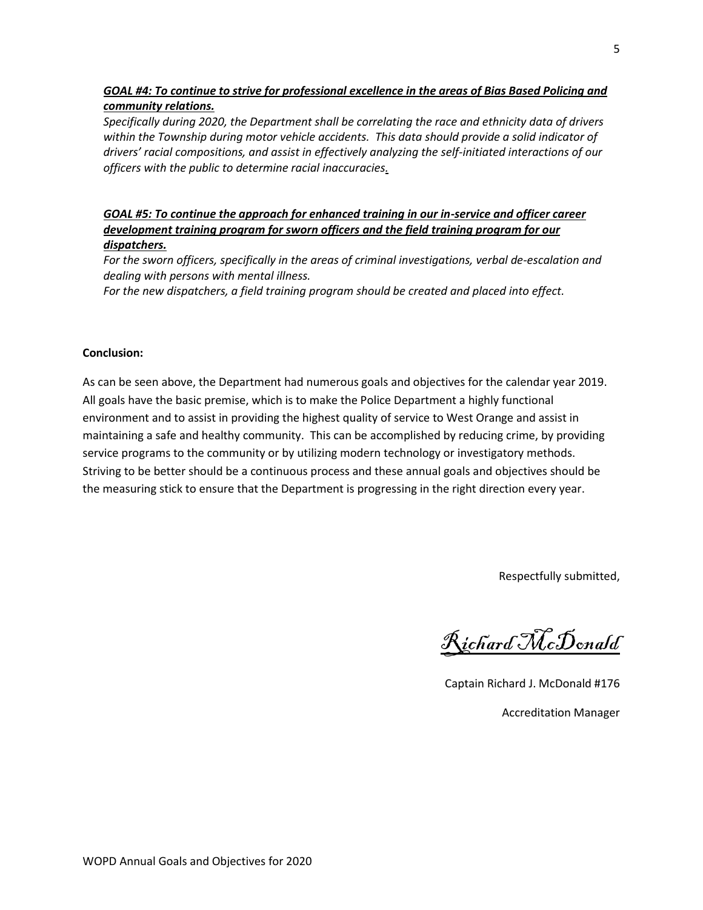***GOAL #4: To continue to strive for professional excellence in the areas of Bias Based Policing and community relations.***

*Specifically during 2020, the Department shall be correlating the race and ethnicity data of drivers within the Township during motor vehicle accidents. This data should provide a solid indicator of drivers' racial compositions, and assist in effectively analyzing the self-initiated interactions of our officers with the public to determine racial inaccuracies.*

***GOAL #5: To continue the approach for enhanced training in our in-service and officer career development training program for sworn officers and the field training program for our dispatchers.***

*For the sworn officers, specifically in the areas of criminal investigations, verbal de-escalation and dealing with persons with mental illness.*

*For the new dispatchers, a field training program should be created and placed into effect.*

**Conclusion:**

As can be seen above, the Department had numerous goals and objectives for the calendar year 2019. All goals have the basic premise, which is to make the Police Department a highly functional environment and to assist in providing the highest quality of service to West Orange and assist in maintaining a safe and healthy community. This can be accomplished by reducing crime, by providing service programs to the community or by utilizing modern technology or investigatory methods. Striving to be better should be a continuous process and these annual goals and objectives should be the measuring stick to ensure that the Department is progressing in the right direction every year.

Respectfully submitted,

Richard McDonald

Captain Richard J. McDonald #176

Accreditation Manager